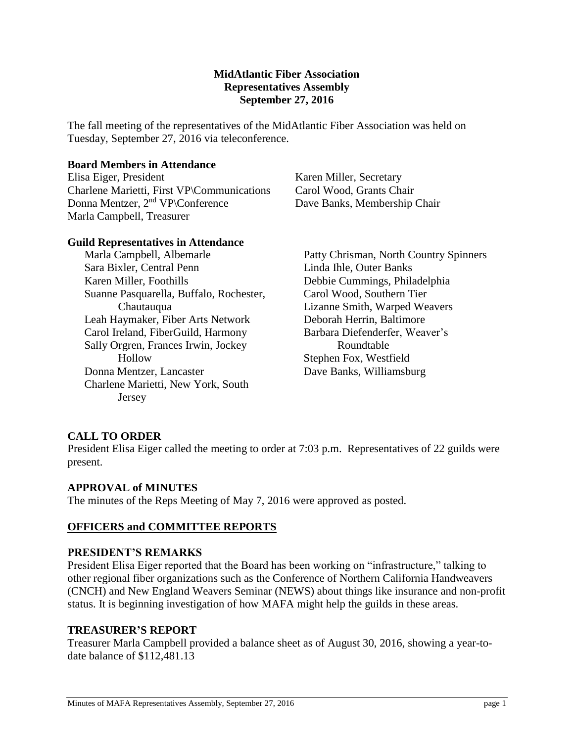**MidAtlantic Fiber Association**
**Representatives Assembly**
**September 27, 2016**

The fall meeting of the representatives of the MidAtlantic Fiber Association was held on Tuesday, September 27, 2016 via teleconference.

**Board Members in Attendance**

Elisa Eiger, President
Charlene Marietti, First VP\Communications
Donna Mentzer, 2nd VP\Conference
Marla Campbell, Treasurer
Karen Miller, Secretary
Carol Wood, Grants Chair
Dave Banks, Membership Chair

**Guild Representatives in Attendance**

Marla Campbell, Albemarle
Sara Bixler, Central Penn
Karen Miller, Foothills
Suanne Pasquarella, Buffalo, Rochester, Chautauqua
Leah Haymaker, Fiber Arts Network
Carol Ireland, FiberGuild, Harmony
Sally Orgren, Frances Irwin, Jockey Hollow
Donna Mentzer, Lancaster
Charlene Marietti, New York, South Jersey
Patty Chrisman, North Country Spinners
Linda Ihle, Outer Banks
Debbie Cummings, Philadelphia
Carol Wood, Southern Tier
Lizanne Smith, Warped Weavers
Deborah Herrin, Baltimore
Barbara Diefenderfer, Weaver's Roundtable
Stephen Fox, Westfield
Dave Banks, Williamsburg

## CALL TO ORDER

President Elisa Eiger called the meeting to order at 7:03 p.m. Representatives of 22 guilds were present.

## APPROVAL of MINUTES

The minutes of the Reps Meeting of May 7, 2016 were approved as posted.

## OFFICERS and COMMITTEE REPORTS

### PRESIDENT'S REMARKS

President Elisa Eiger reported that the Board has been working on "infrastructure," talking to other regional fiber organizations such as the Conference of Northern California Handweavers (CNCH) and New England Weavers Seminar (NEWS) about things like insurance and non-profit status. It is beginning investigation of how MAFA might help the guilds in these areas.

### TREASURER'S REPORT

Treasurer Marla Campbell provided a balance sheet as of August 30, 2016, showing a year-to-date balance of $112,481.13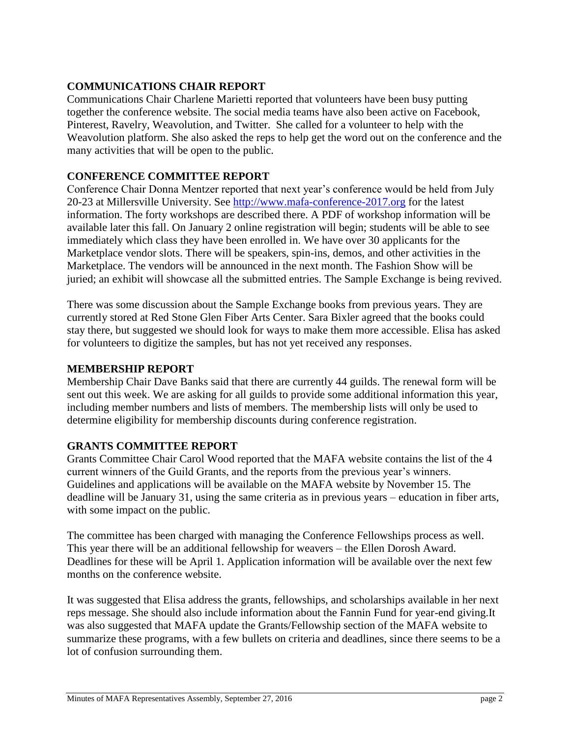## COMMUNICATIONS CHAIR REPORT

Communications Chair Charlene Marietti reported that volunteers have been busy putting together the conference website. The social media teams have also been active on Facebook, Pinterest, Ravelry, Weavolution, and Twitter. She called for a volunteer to help with the Weavolution platform. She also asked the reps to help get the word out on the conference and the many activities that will be open to the public.

## CONFERENCE COMMITTEE REPORT

Conference Chair Donna Mentzer reported that next year's conference would be held from July 20-23 at Millersville University. See [http://www.mafa-conference-2017.org](http://www.mafa-conference-2017.org) for the latest information. The forty workshops are described there. A PDF of workshop information will be available later this fall. On January 2 online registration will begin; students will be able to see immediately which class they have been enrolled in. We have over 30 applicants for the Marketplace vendor slots. There will be speakers, spin-ins, demos, and other activities in the Marketplace. The vendors will be announced in the next month. The Fashion Show will be juried; an exhibit will showcase all the submitted entries. The Sample Exchange is being revived.

There was some discussion about the Sample Exchange books from previous years. They are currently stored at Red Stone Glen Fiber Arts Center. Sara Bixler agreed that the books could stay there, but suggested we should look for ways to make them more accessible. Elisa has asked for volunteers to digitize the samples, but has not yet received any responses.

## MEMBERSHIP REPORT

Membership Chair Dave Banks said that there are currently 44 guilds. The renewal form will be sent out this week. We are asking for all guilds to provide some additional information this year, including member numbers and lists of members. The membership lists will only be used to determine eligibility for membership discounts during conference registration.

## GRANTS COMMITTEE REPORT

Grants Committee Chair Carol Wood reported that the MAFA website contains the list of the 4 current winners of the Guild Grants, and the reports from the previous year's winners. Guidelines and applications will be available on the MAFA website by November 15. The deadline will be January 31, using the same criteria as in previous years – education in fiber arts, with some impact on the public.

The committee has been charged with managing the Conference Fellowships process as well. This year there will be an additional fellowship for weavers – the Ellen Dorosh Award. Deadlines for these will be April 1. Application information will be available over the next few months on the conference website.

It was suggested that Elisa address the grants, fellowships, and scholarships available in her next reps message. She should also include information about the Fannin Fund for year-end giving.It was also suggested that MAFA update the Grants/Fellowship section of the MAFA website to summarize these programs, with a few bullets on criteria and deadlines, since there seems to be a lot of confusion surrounding them.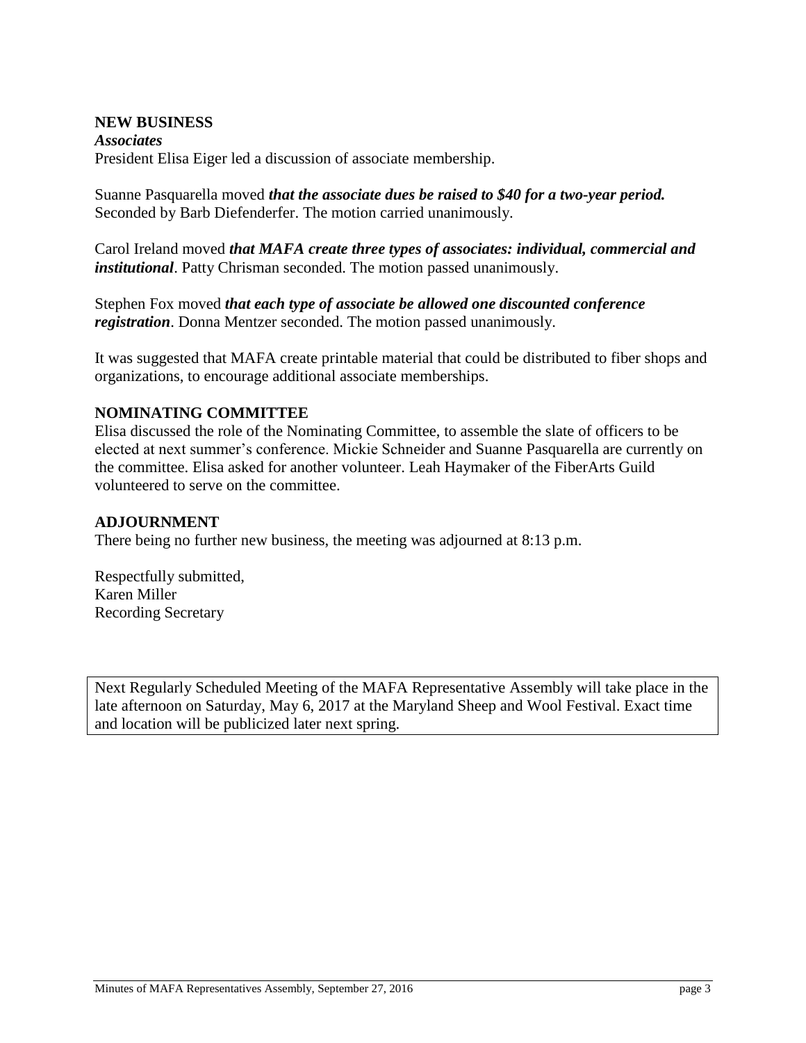## NEW BUSINESS

### *Associates*

President Elisa Eiger led a discussion of associate membership.

Suanne Pasquarella moved ***that the associate dues be raised to $40 for a two-year period.*** Seconded by Barb Diefenderfer. The motion carried unanimously.

Carol Ireland moved ***that MAFA create three types of associates: individual, commercial and institutional***. Patty Chrisman seconded. The motion passed unanimously.

Stephen Fox moved ***that each type of associate be allowed one discounted conference registration***. Donna Mentzer seconded. The motion passed unanimously.

It was suggested that MAFA create printable material that could be distributed to fiber shops and organizations, to encourage additional associate memberships.

## NOMINATING COMMITTEE

Elisa discussed the role of the Nominating Committee, to assemble the slate of officers to be elected at next summer's conference. Mickie Schneider and Suanne Pasquarella are currently on the committee. Elisa asked for another volunteer. Leah Haymaker of the FiberArts Guild volunteered to serve on the committee.

## ADJOURNMENT

There being no further new business, the meeting was adjourned at 8:13 p.m.

Respectfully submitted,
Karen Miller
Recording Secretary

Next Regularly Scheduled Meeting of the MAFA Representative Assembly will take place in the late afternoon on Saturday, May 6, 2017 at the Maryland Sheep and Wool Festival. Exact time and location will be publicized later next spring.